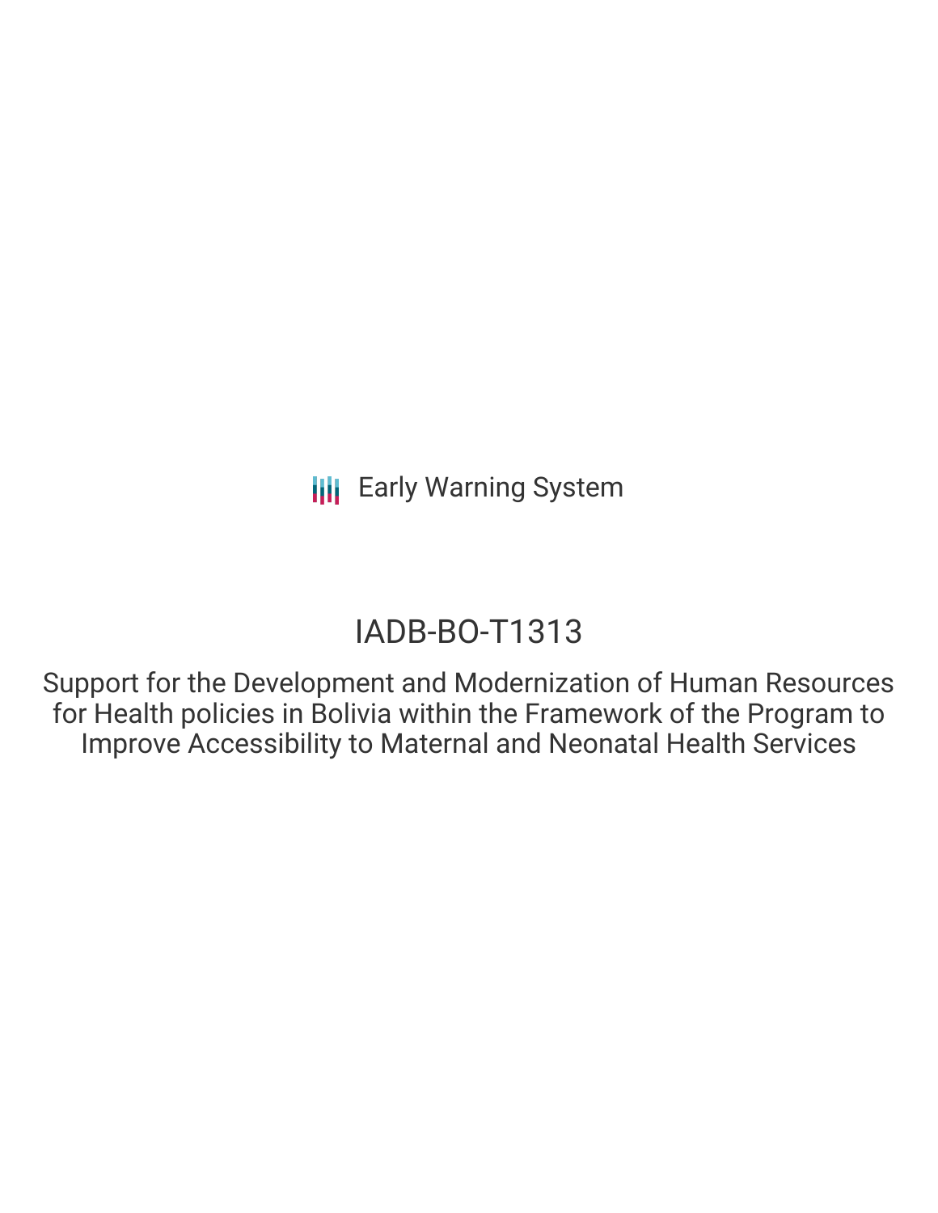Early Warning System

# IADB-BO-T1313

Support for the Development and Modernization of Human Resources for Health policies in Bolivia within the Framework of the Program to Improve Accessibility to Maternal and Neonatal Health Services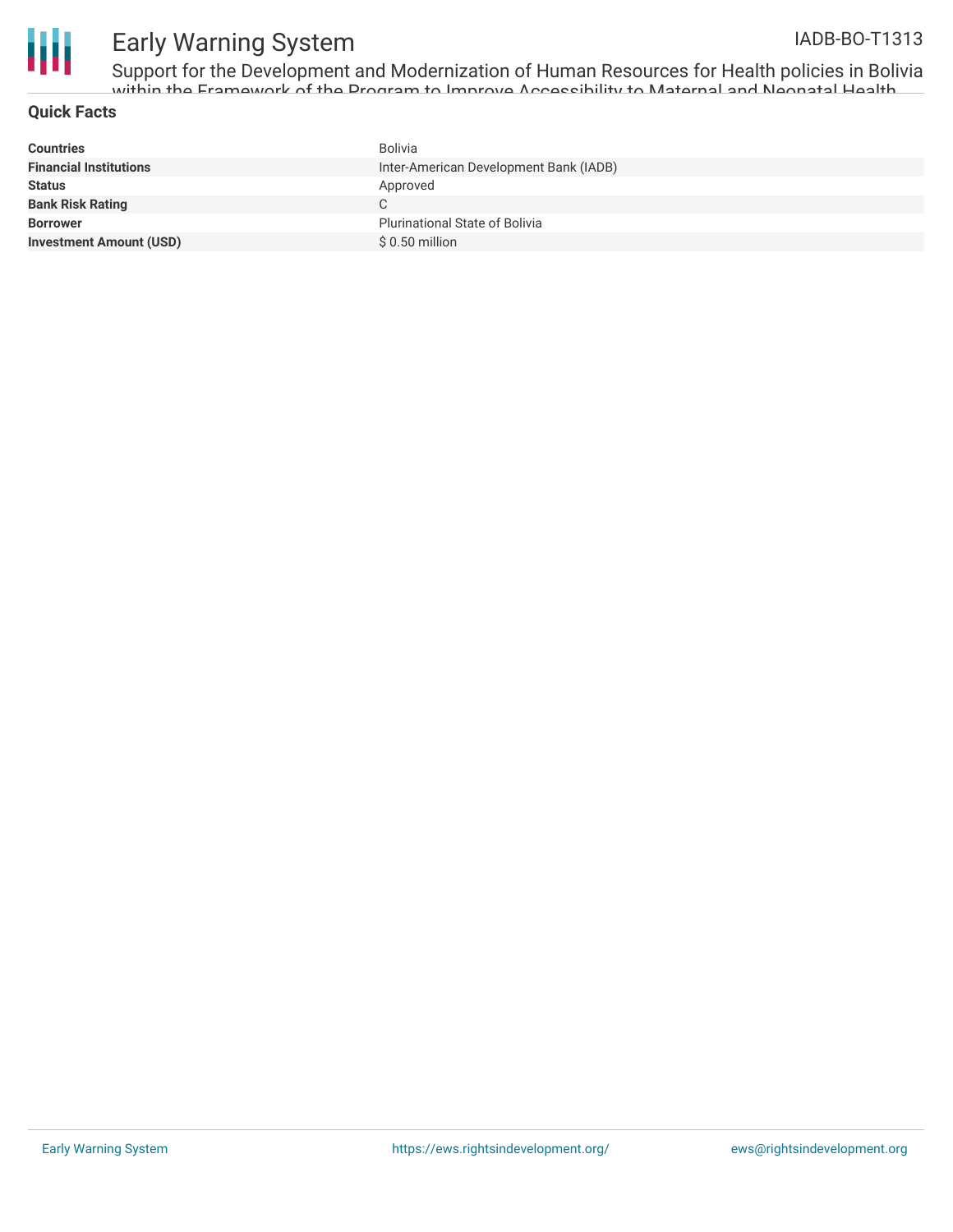## Quick Facts

| | |
|---|---|
| **Countries** | Bolivia |
| **Financial Institutions** | Inter-American Development Bank (IADB) |
| **Status** | Approved |
| **Bank Risk Rating** | C |
| **Borrower** | Plurinational State of Bolivia |
| **Investment Amount (USD)** | $ 0.50 million |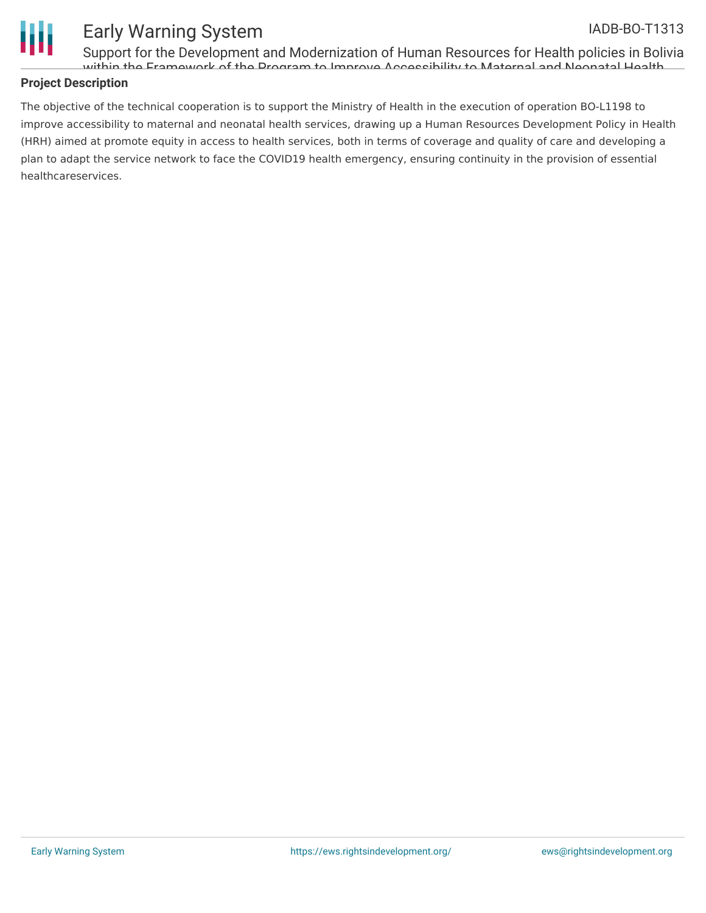## Project Description

The objective of the technical cooperation is to support the Ministry of Health in the execution of operation BO-L1198 to improve accessibility to maternal and neonatal health services, drawing up a Human Resources Development Policy in Health (HRH) aimed at promote equity in access to health services, both in terms of coverage and quality of care and developing a plan to adapt the service network to face the COVID19 health emergency, ensuring continuity in the provision of essential healthcareservices.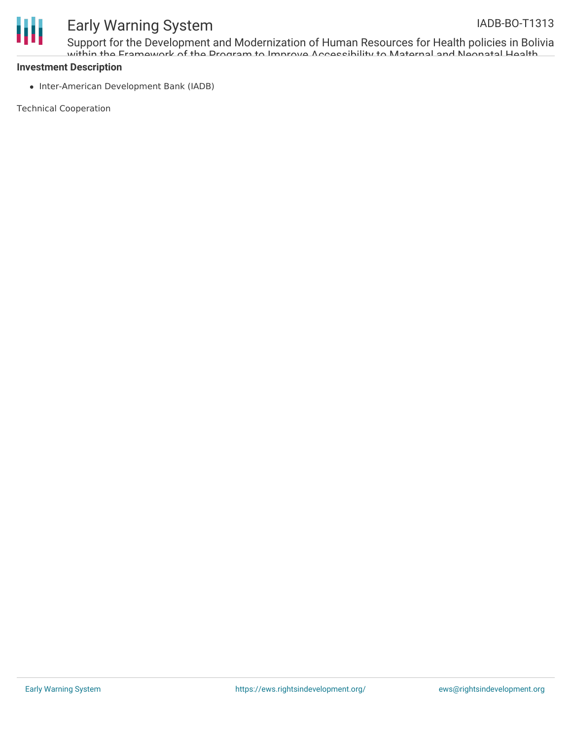### Investment Description

- Inter-American Development Bank (IADB)

Technical Cooperation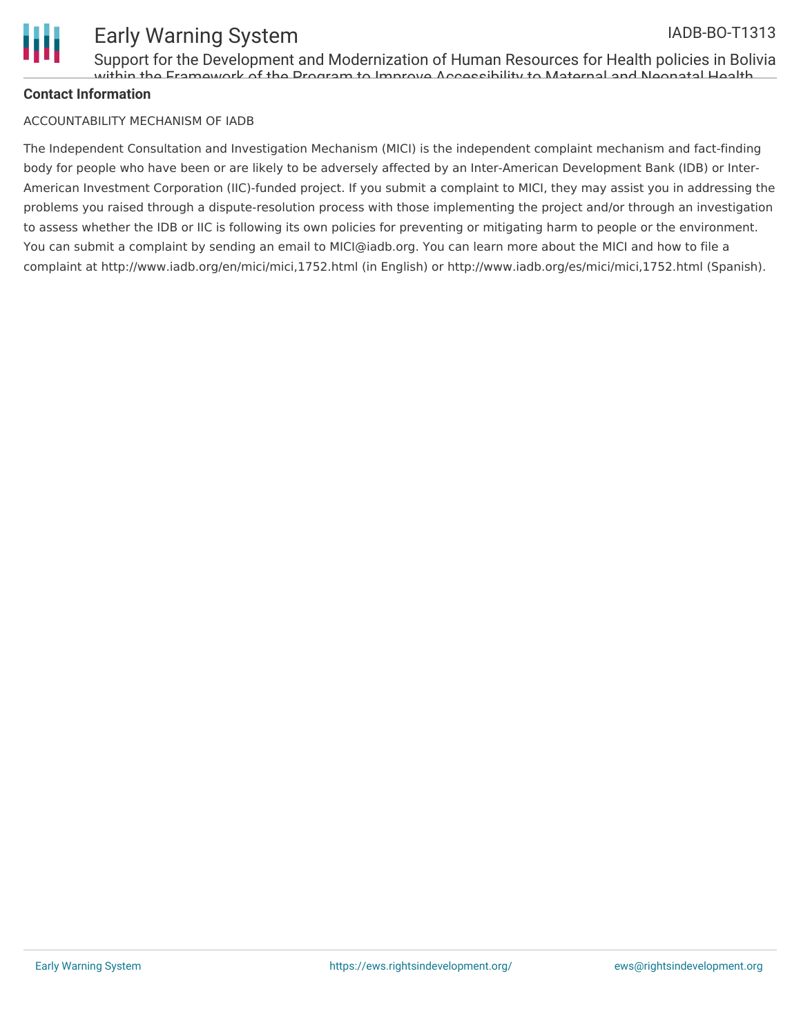**Contact Information**

ACCOUNTABILITY MECHANISM OF IADB

The Independent Consultation and Investigation Mechanism (MICI) is the independent complaint mechanism and fact-finding body for people who have been or are likely to be adversely affected by an Inter-American Development Bank (IDB) or Inter-American Investment Corporation (IIC)-funded project. If you submit a complaint to MICI, they may assist you in addressing the problems you raised through a dispute-resolution process with those implementing the project and/or through an investigation to assess whether the IDB or IIC is following its own policies for preventing or mitigating harm to people or the environment. You can submit a complaint by sending an email to MICI@iadb.org. You can learn more about the MICI and how to file a complaint at http://www.iadb.org/en/mici/mici,1752.html (in English) or http://www.iadb.org/es/mici/mici,1752.html (Spanish).